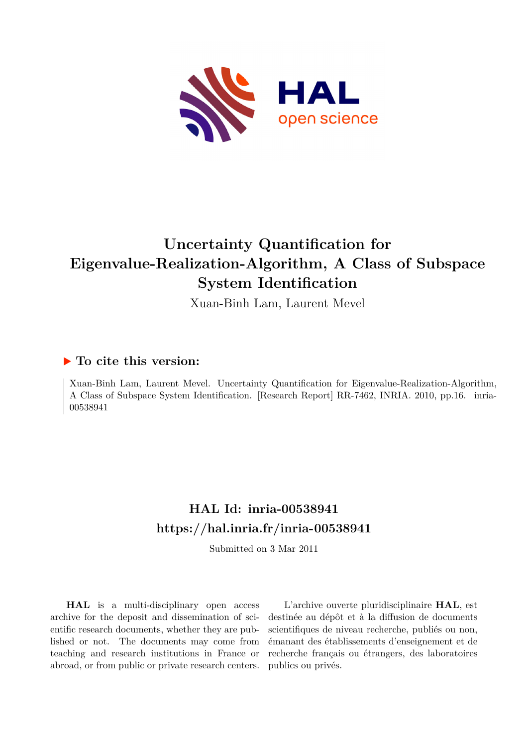# Uncertainty Quantification for Eigenvalue-Realization-Algorithm, A Class of Subspace System Identification

Xuan-Binh Lam, Laurent Mevel

## ▶ To cite this version:

Xuan-Binh Lam, Laurent Mevel. Uncertainty Quantification for Eigenvalue-Realization-Algorithm, A Class of Subspace System Identification. [Research Report] RR-7462, INRIA. 2010, pp.16. inria-00538941

## HAL Id: inria-00538941
## https://hal.inria.fr/inria-00538941

Submitted on 3 Mar 2011

**HAL** is a multi-disciplinary open access archive for the deposit and dissemination of scientific research documents, whether they are published or not. The documents may come from teaching and research institutions in France or abroad, or from public or private research centers.

L'archive ouverte pluridisciplinaire **HAL**, est destinée au dépôt et à la diffusion de documents scientifiques de niveau recherche, publiés ou non, émanant des établissements d'enseignement et de recherche français ou étrangers, des laboratoires publics ou privés.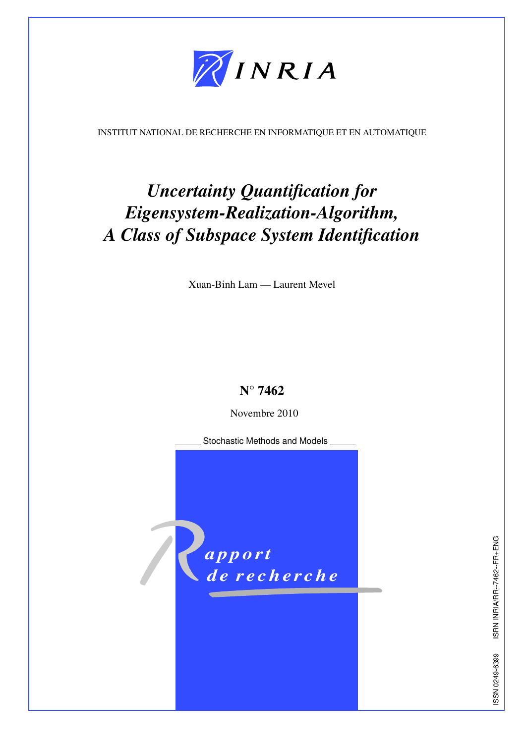INSTITUT NATIONAL DE RECHERCHE EN INFORMATIQUE ET EN AUTOMATIQUE

# *Uncertainty Quantification for Eigensystem-Realization-Algorithm, A Class of Subspace System Identification*

Xuan-Binh Lam — Laurent Mevel

**N° 7462**

Novembre 2010

Stochastic Methods and Models

*Rapport de recherche*

ISSN 0249-6399 ISRN INRIA/RR--7462--FR+ENG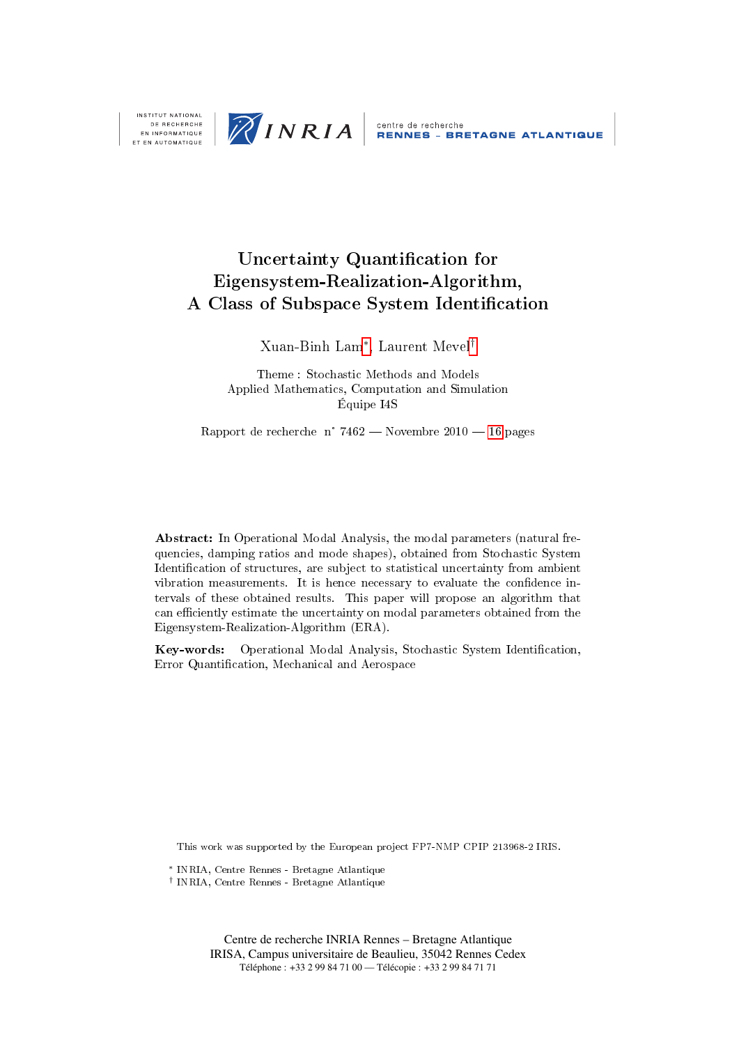INSTITUT NATIONAL DE RECHERCHE EN INFORMATIQUE ET EN AUTOMATIQUE

centre de recherche RENNES – BRETAGNE ATLANTIQUE

# Uncertainty Quantification for Eigensystem-Realization-Algorithm, A Class of Subspace System Identification

Xuan-Binh Lam[*], Laurent Mevel[†]

Theme : Stochastic Methods and Models
Applied Mathematics, Computation and Simulation
Équipe I4S

Rapport de recherche n° 7462 — Novembre 2010 — 16 pages

**Abstract:** In Operational Modal Analysis, the modal parameters (natural frequencies, damping ratios and mode shapes), obtained from Stochastic System Identification of structures, are subject to statistical uncertainty from ambient vibration measurements. It is hence necessary to evaluate the confidence intervals of these obtained results. This paper will propose an algorithm that can efficiently estimate the uncertainty on modal parameters obtained from the Eigensystem-Realization-Algorithm (ERA).

**Key-words:** Operational Modal Analysis, Stochastic System Identification, Error Quantification, Mechanical and Aerospace

This work was supported by the European project FP7-NMP CPIP 213968-2 IRIS.

[*] INRIA, Centre Rennes - Bretagne Atlantique
[†] INRIA, Centre Rennes - Bretagne Atlantique

Centre de recherche INRIA Rennes – Bretagne Atlantique
IRISA, Campus universitaire de Beaulieu, 35042 Rennes Cedex
Téléphone : +33 2 99 84 71 00 — Télécopie : +33 2 99 84 71 71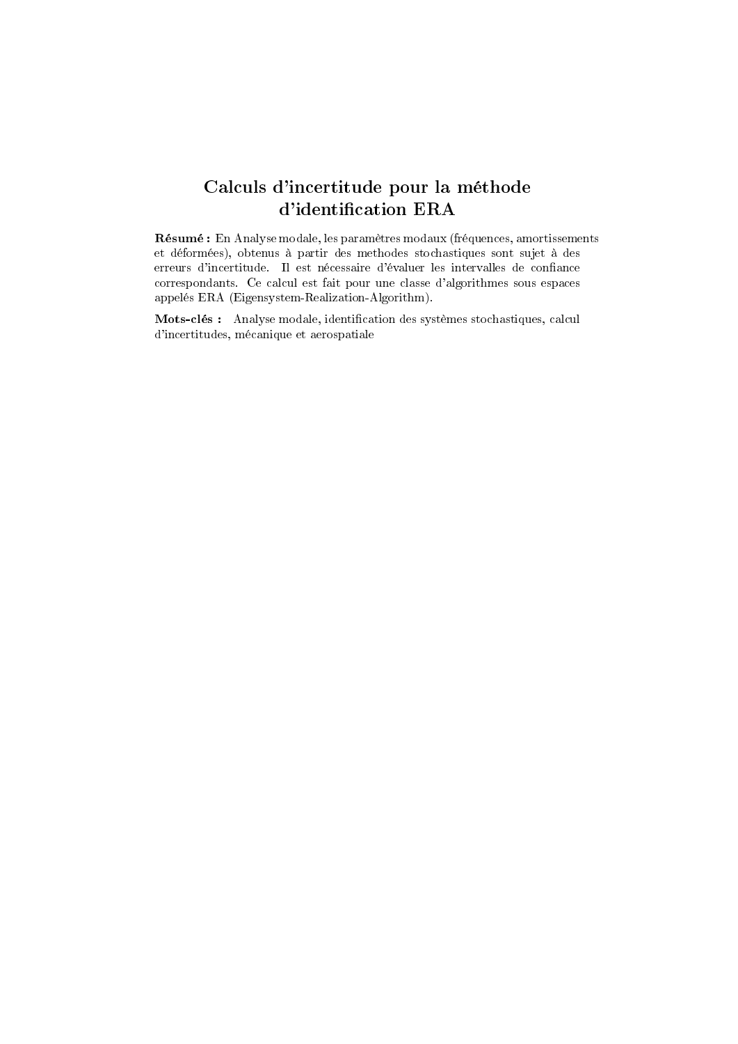# Calculs d'incertitude pour la méthode d'identification ERA

**Résumé :** En Analyse modale, les paramètres modaux (fréquences, amortissements et déformées), obtenus à partir des methodes stochastiques sont sujet à des erreurs d'incertitude. Il est nécessaire d'évaluer les intervalles de confiance correspondants. Ce calcul est fait pour une classe d'algorithmes sous espaces appelés ERA (Eigensystem-Realization-Algorithm).

**Mots-clés :** Analyse modale, identification des systèmes stochastiques, calcul d'incertitudes, mécanique et aerospatiale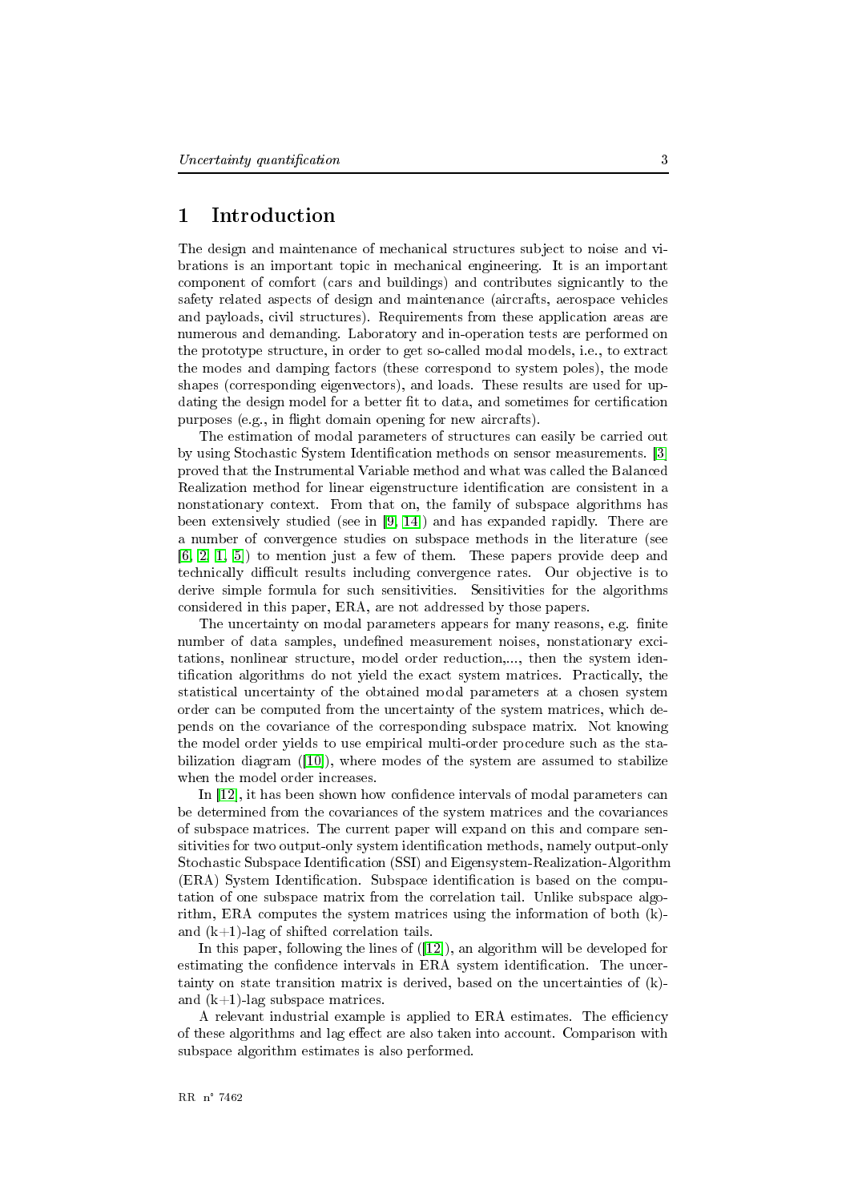# 1 Introduction

The design and maintenance of mechanical structures subject to noise and vibrations is an important topic in mechanical engineering. It is an important component of comfort (cars and buildings) and contributes signicantly to the safety related aspects of design and maintenance (aircrafts, aerospace vehicles and payloads, civil structures). Requirements from these application areas are numerous and demanding. Laboratory and in-operation tests are performed on the prototype structure, in order to get so-called modal models, i.e., to extract the modes and damping factors (these correspond to system poles), the mode shapes (corresponding eigenvectors), and loads. These results are used for updating the design model for a better fit to data, and sometimes for certification purposes (e.g., in flight domain opening for new aircrafts).

The estimation of modal parameters of structures can easily be carried out by using Stochastic System Identification methods on sensor measurements. [3] proved that the Instrumental Variable method and what was called the Balanced Realization method for linear eigenstructure identification are consistent in a nonstationary context. From that on, the family of subspace algorithms has been extensively studied (see in [9, 14]) and has expanded rapidly. There are a number of convergence studies on subspace methods in the literature (see [6, 2, 1, 5]) to mention just a few of them. These papers provide deep and technically difficult results including convergence rates. Our objective is to derive simple formula for such sensitivities. Sensitivities for the algorithms considered in this paper, ERA, are not addressed by those papers.

The uncertainty on modal parameters appears for many reasons, e.g. finite number of data samples, undefined measurement noises, nonstationary excitations, nonlinear structure, model order reduction,..., then the system identification algorithms do not yield the exact system matrices. Practically, the statistical uncertainty of the obtained modal parameters at a chosen system order can be computed from the uncertainty of the system matrices, which depends on the covariance of the corresponding subspace matrix. Not knowing the model order yields to use empirical multi-order procedure such as the stabilization diagram ([10]), where modes of the system are assumed to stabilize when the model order increases.

In [12], it has been shown how confidence intervals of modal parameters can be determined from the covariances of the system matrices and the covariances of subspace matrices. The current paper will expand on this and compare sensitivities for two output-only system identification methods, namely output-only Stochastic Subspace Identification (SSI) and Eigensystem-Realization-Algorithm (ERA) System Identification. Subspace identification is based on the computation of one subspace matrix from the correlation tail. Unlike subspace algorithm, ERA computes the system matrices using the information of both (k)- and (k+1)-lag of shifted correlation tails.

In this paper, following the lines of ([12]), an algorithm will be developed for estimating the confidence intervals in ERA system identification. The uncertainty on state transition matrix is derived, based on the uncertainties of (k)- and (k+1)-lag subspace matrices.

A relevant industrial example is applied to ERA estimates. The efficiency of these algorithms and lag effect are also taken into account. Comparison with subspace algorithm estimates is also performed.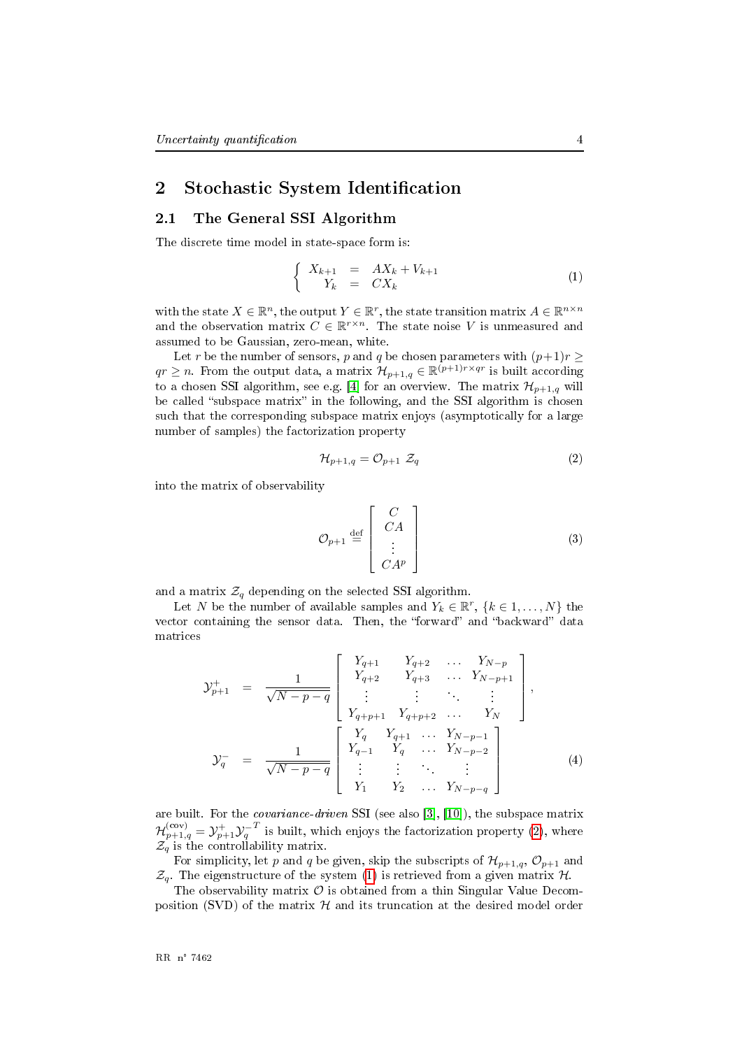## 2 Stochastic System Identification

### 2.1 The General SSI Algorithm

The discrete time model in state-space form is:

$$
\left\{ \begin{array}{rcl} X_{k+1} & = & AX_k + V_{k+1} \\ Y_k & = & CX_k \end{array} \right. \tag{1}
$$

with the state $X \in \mathbb{R}^n$, the output $Y \in \mathbb{R}^r$, the state transition matrix $A \in \mathbb{R}^{n \times n}$ and the observation matrix $C \in \mathbb{R}^{r \times n}$. The state noise $V$ is unmeasured and assumed to be Gaussian, zero-mean, white.

Let $r$ be the number of sensors, $p$ and $q$ be chosen parameters with $(p+1)r \geq qr \geq n$. From the output data, a matrix $\mathcal{H}_{p+1,q} \in \mathbb{R}^{(p+1)r \times qr}$ is built according to a chosen SSI algorithm, see e.g. [4] for an overview. The matrix $\mathcal{H}_{p+1,q}$ will be called "subspace matrix" in the following, and the SSI algorithm is chosen such that the corresponding subspace matrix enjoys (asymptotically for a large number of samples) the factorization property

$$
\mathcal{H}_{p+1,q} = \mathcal{O}_{p+1} \ \mathcal{Z}_q \tag{2}
$$

into the matrix of observability

$$
\mathcal{O}_{p+1} \stackrel{\text{def}}{=} \begin{bmatrix} C \\ CA \\ \vdots \\ CA^p \end{bmatrix} \tag{3}
$$

and a matrix $\mathcal{Z}_q$ depending on the selected SSI algorithm.

Let $N$ be the number of available samples and $Y_k \in \mathbb{R}^r$, $\{k \in 1, \ldots, N\}$ the vector containing the sensor data. Then, the "forward" and "backward" data matrices

$$
\begin{aligned}
\mathcal{Y}_{p+1}^{+} &= \frac{1}{\sqrt{N-p-q}} \begin{bmatrix} Y_{q+1} & Y_{q+2} & \ldots & Y_{N-p} \\ Y_{q+2} & Y_{q+3} & \ldots & Y_{N-p+1} \\ \vdots & \vdots & \ddots & \vdots \\ Y_{q+p+1} & Y_{q+p+2} & \ldots & Y_N \end{bmatrix}, \\
\mathcal{Y}_{q}^{-} &= \frac{1}{\sqrt{N-p-q}} \begin{bmatrix} Y_{q} & Y_{q+1} & \ldots & Y_{N-p-1} \\ Y_{q-1} & Y_{q} & \ldots & Y_{N-p-2} \\ \vdots & \vdots & \ddots & \vdots \\ Y_{1} & Y_{2} & \ldots & Y_{N-p-q} \end{bmatrix}
\end{aligned} \tag{4}
$$

are built. For the *covariance-driven* SSI (see also [3], [10]), the subspace matrix $\mathcal{H}_{p+1,q}^{(\text{cov})} = \mathcal{Y}_{p+1}^{+} \mathcal{Y}_{q}^{-T}$ is built, which enjoys the factorization property (2), where $\mathcal{Z}_q$ is the controllability matrix.

For simplicity, let $p$ and $q$ be given, skip the subscripts of $\mathcal{H}_{p+1,q}$, $\mathcal{O}_{p+1}$ and $\mathcal{Z}_q$. The eigenstructure of the system (1) is retrieved from a given matrix $\mathcal{H}$.

The observability matrix $\mathcal{O}$ is obtained from a thin Singular Value Decomposition (SVD) of the matrix $\mathcal{H}$ and its truncation at the desired model order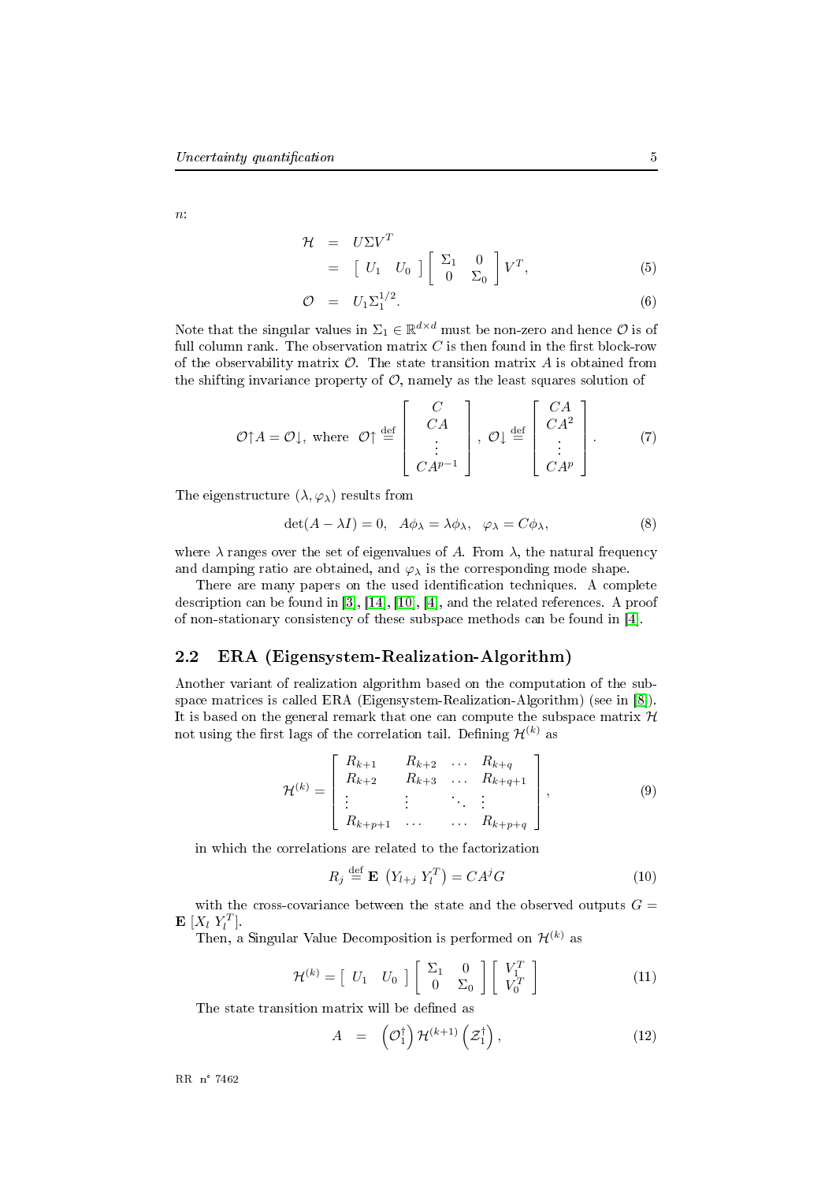$n$:

$$
\begin{aligned}
\mathcal{H} &= U\Sigma V^T \\
&= \begin{bmatrix} U_1 & U_0 \end{bmatrix} \begin{bmatrix} \Sigma_1 & 0 \\ 0 & \Sigma_0 \end{bmatrix} V^T, \qquad (5)\\
\mathcal{O} &= U_1 \Sigma_1^{1/2}. \qquad (6)
\end{aligned}
$$

Note that the singular values in $\Sigma_1 \in \mathbb{R}^{d\times d}$ must be non-zero and hence $\mathcal{O}$ is of full column rank. The observation matrix $C$ is then found in the first block-row of the observability matrix $\mathcal{O}$. The state transition matrix $A$ is obtained from the shifting invariance property of $\mathcal{O}$, namely as the least squares solution of

$$
\mathcal{O}\!\uparrow A = \mathcal{O}\!\downarrow, \text{ where } \mathcal{O}\!\uparrow \stackrel{\text{def}}{=} \begin{bmatrix} C \\ CA \\ \vdots \\ CA^{p-1} \end{bmatrix}, \; \mathcal{O}\!\downarrow \stackrel{\text{def}}{=} \begin{bmatrix} CA \\ CA^2 \\ \vdots \\ CA^{p} \end{bmatrix}. \qquad (7)
$$

The eigenstructure $(\lambda, \varphi_\lambda)$ results from

$$
\det(A-\lambda I) = 0, \quad A\phi_\lambda = \lambda\phi_\lambda, \quad \varphi_\lambda = C\phi_\lambda, \qquad (8)
$$

where $\lambda$ ranges over the set of eigenvalues of $A$. From $\lambda$, the natural frequency and damping ratio are obtained, and $\varphi_\lambda$ is the corresponding mode shape.

There are many papers on the used identification techniques. A complete description can be found in [3], [14], [10], [4], and the related references. A proof of non-stationary consistency of these subspace methods can be found in [4].

## 2.2 ERA (Eigensystem-Realization-Algorithm)

Another variant of realization algorithm based on the computation of the subspace matrices is called ERA (Eigensystem-Realization-Algorithm) (see in [8]). It is based on the general remark that one can compute the subspace matrix $\mathcal{H}$ not using the first lags of the correlation tail. Defining $\mathcal{H}^{(k)}$ as

$$
\mathcal{H}^{(k)} = \begin{bmatrix} R_{k+1} & R_{k+2} & \dots & R_{k+q} \\ R_{k+2} & R_{k+3} & \dots & R_{k+q+1} \\ \vdots & \vdots & \ddots & \vdots \\ R_{k+p+1} & \dots & \dots & R_{k+p+q} \end{bmatrix}, \qquad (9)
$$

in which the correlations are related to the factorization

$$
R_j \stackrel{\text{def}}{=} \mathbf{E}\left(Y_{l+j}\, Y_l^T\right) = CA^jG \qquad (10)
$$

with the cross-covariance between the state and the observed outputs $G = \mathbf{E}\,[X_l\, Y_l^T]$.

Then, a Singular Value Decomposition is performed on $\mathcal{H}^{(k)}$ as

$$
\mathcal{H}^{(k)} = \begin{bmatrix} U_1 & U_0 \end{bmatrix} \begin{bmatrix} \Sigma_1 & 0 \\ 0 & \Sigma_0 \end{bmatrix} \begin{bmatrix} V_1^T \\ V_0^T \end{bmatrix} \qquad (11)
$$

The state transition matrix will be defined as

$$
A = \left(\mathcal{O}_1^\dagger\right) \mathcal{H}^{(k+1)} \left(\mathcal{Z}_1^\dagger\right), \qquad (12)
$$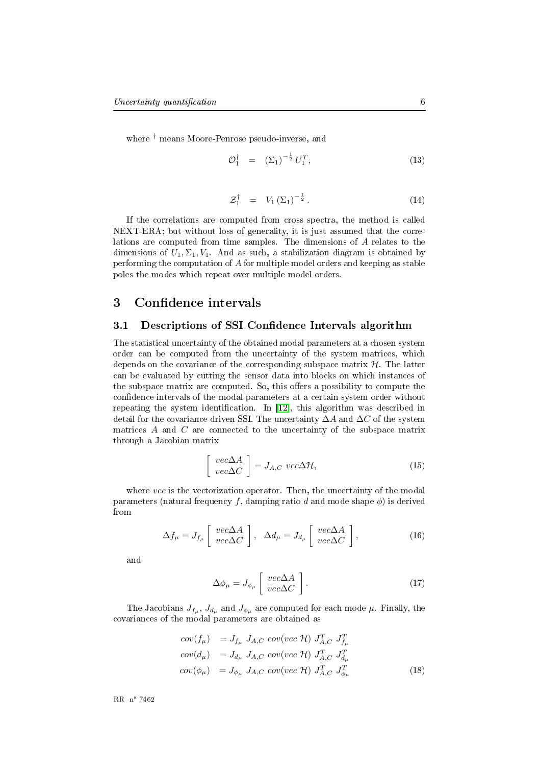where $^\dagger$ means Moore-Penrose pseudo-inverse, and

$$\mathcal{O}_1^\dagger \quad = \quad (\Sigma_1)^{-\frac{1}{2}} U_1^T, \tag{13}$$

$$\mathcal{Z}_1^\dagger \quad = \quad V_1 (\Sigma_1)^{-\frac{1}{2}}. \tag{14}$$

If the correlations are computed from cross spectra, the method is called NEXT-ERA; but without loss of generality, it is just assumed that the correlations are computed from time samples. The dimensions of $A$ relates to the dimensions of $U_1, \Sigma_1, V_1$. And as such, a stabilization diagram is obtained by performing the computation of $A$ for multiple model orders and keeping as stable poles the modes which repeat over multiple model orders.

# 3 Confidence intervals

## 3.1 Descriptions of SSI Confidence Intervals algorithm

The statistical uncertainty of the obtained modal parameters at a chosen system order can be computed from the uncertainty of the system matrices, which depends on the covariance of the corresponding subspace matrix $\mathcal{H}$. The latter can be evaluated by cutting the sensor data into blocks on which instances of the subspace matrix are computed. So, this offers a possibility to compute the confidence intervals of the modal parameters at a certain system order without repeating the system identification. In [12], this algorithm was described in detail for the covariance-driven SSI. The uncertainty $\Delta A$ and $\Delta C$ of the system matrices $A$ and $C$ are connected to the uncertainty of the subspace matrix through a Jacobian matrix

$$\begin{bmatrix} vec\Delta A \\ vec\Delta C \end{bmatrix} = J_{A,C} \; vec\Delta\mathcal{H}, \tag{15}$$

where $vec$ is the vectorization operator. Then, the uncertainty of the modal parameters (natural frequency $f$, damping ratio $d$ and mode shape $\phi$) is derived from

$$\Delta f_\mu = J_{f_\mu} \begin{bmatrix} vec\Delta A \\ vec\Delta C \end{bmatrix}, \quad \Delta d_\mu = J_{d_\mu} \begin{bmatrix} vec\Delta A \\ vec\Delta C \end{bmatrix}, \tag{16}$$

and

$$\Delta \phi_\mu = J_{\phi_\mu} \begin{bmatrix} vec\Delta A \\ vec\Delta C \end{bmatrix}. \tag{17}$$

The Jacobians $J_{f_\mu}$, $J_{d_\mu}$ and $J_{\phi_\mu}$ are computed for each mode $\mu$. Finally, the covariances of the modal parameters are obtained as

$$\begin{aligned} cov(f_\mu) &= J_{f_\mu} \; J_{A,C} \; cov(vec \; \mathcal{H}) \; J_{A,C}^T \; J_{f_\mu}^T \\ cov(d_\mu) &= J_{d_\mu} \; J_{A,C} \; cov(vec \; \mathcal{H}) \; J_{A,C}^T \; J_{d_\mu}^T \\ cov(\phi_\mu) &= J_{\phi_\mu} \; J_{A,C} \; cov(vec \; \mathcal{H}) \; J_{A,C}^T \; J_{\phi_\mu}^T \end{aligned} \tag{18}$$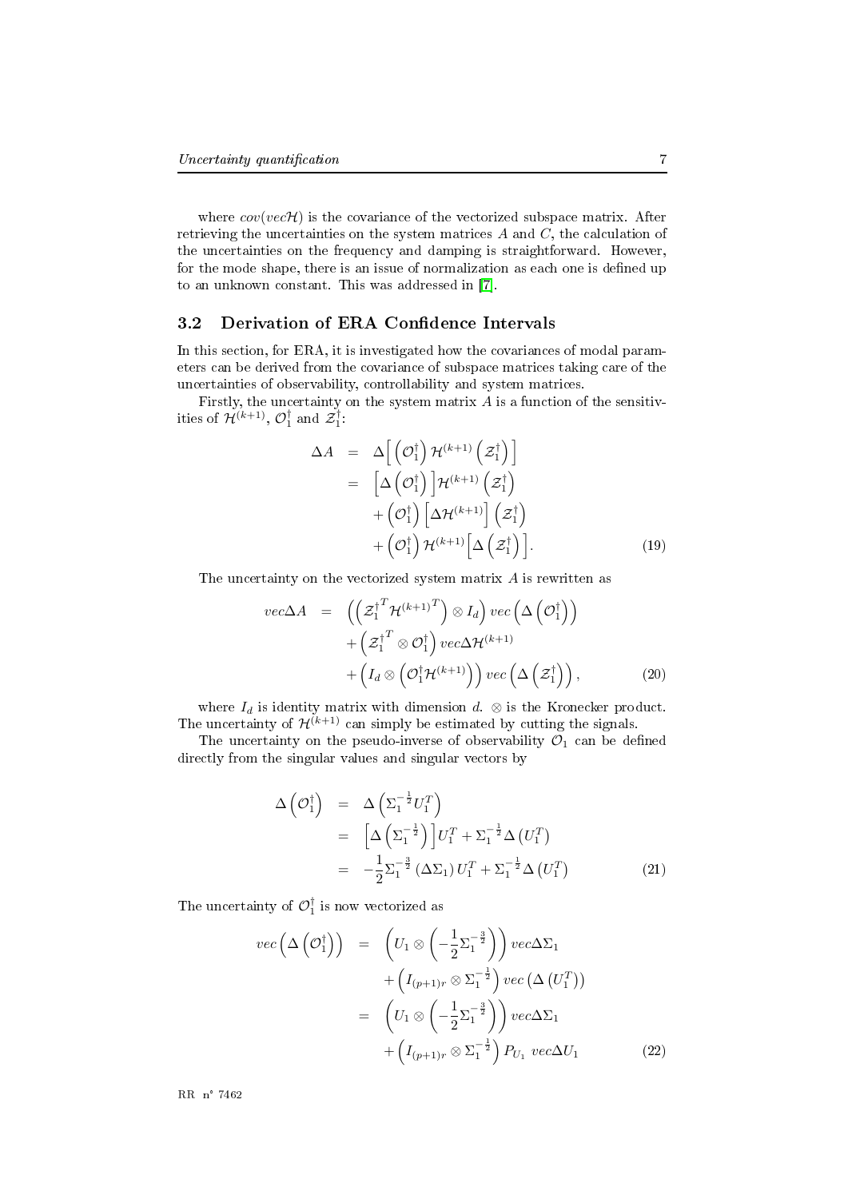where $cov(vec\mathcal{H})$ is the covariance of the vectorized subspace matrix. After retrieving the uncertainties on the system matrices $A$ and $C$, the calculation of the uncertainties on the frequency and damping is straightforward. However, for the mode shape, there is an issue of normalization as each one is defined up to an unknown constant. This was addressed in [7].

## 3.2 Derivation of ERA Confidence Intervals

In this section, for ERA, it is investigated how the covariances of modal parameters can be derived from the covariance of subspace matrices taking care of the uncertainties of observability, controllability and system matrices.

Firstly, the uncertainty on the system matrix $A$ is a function of the sensitivities of $\mathcal{H}^{(k+1)}$, $\mathcal{O}_1^{\dagger}$ and $\mathcal{Z}_1^{\dagger}$:

$$
\begin{aligned}
\Delta A &= \Delta\Big[\left(\mathcal{O}_1^{\dagger}\right)\mathcal{H}^{(k+1)}\left(\mathcal{Z}_1^{\dagger}\right)\Big] \\
&= \Big[\Delta\left(\mathcal{O}_1^{\dagger}\right)\Big]\mathcal{H}^{(k+1)}\left(\mathcal{Z}_1^{\dagger}\right) \\
&\quad + \left(\mathcal{O}_1^{\dagger}\right)\Big[\Delta\mathcal{H}^{(k+1)}\Big]\left(\mathcal{Z}_1^{\dagger}\right) \\
&\quad + \left(\mathcal{O}_1^{\dagger}\right)\mathcal{H}^{(k+1)}\Big[\Delta\left(\mathcal{Z}_1^{\dagger}\right)\Big].
\end{aligned}
\tag{19}
$$

The uncertainty on the vectorized system matrix $A$ is rewritten as

$$
\begin{aligned}
vec\Delta A &= \left(\left(\mathcal{Z}_1^{\dagger^T}\mathcal{H}^{(k+1)^T}\right)\otimes I_d\right)vec\left(\Delta\left(\mathcal{O}_1^{\dagger}\right)\right) \\
&\quad + \left(\mathcal{Z}_1^{\dagger^T}\otimes\mathcal{O}_1^{\dagger}\right)vec\Delta\mathcal{H}^{(k+1)} \\
&\quad + \left(I_d\otimes\left(\mathcal{O}_1^{\dagger}\mathcal{H}^{(k+1)}\right)\right)vec\left(\Delta\left(\mathcal{Z}_1^{\dagger}\right)\right),
\end{aligned}
\tag{20}
$$

where $I_d$ is identity matrix with dimension $d$. $\otimes$ is the Kronecker product. The uncertainty of $\mathcal{H}^{(k+1)}$ can simply be estimated by cutting the signals.

The uncertainty on the pseudo-inverse of observability $\mathcal{O}_1$ can be defined directly from the singular values and singular vectors by

$$
\begin{aligned}
\Delta\left(\mathcal{O}_1^{\dagger}\right) &= \Delta\left(\Sigma_1^{-\frac{1}{2}}U_1^T\right) \\
&= \left[\Delta\left(\Sigma_1^{-\frac{1}{2}}\right)\right]U_1^T + \Sigma_1^{-\frac{1}{2}}\Delta\left(U_1^T\right) \\
&= -\frac{1}{2}\Sigma_1^{-\frac{3}{2}}\left(\Delta\Sigma_1\right)U_1^T + \Sigma_1^{-\frac{1}{2}}\Delta\left(U_1^T\right)
\end{aligned}
\tag{21}
$$

The uncertainty of $\mathcal{O}_1^{\dagger}$ is now vectorized as

$$
\begin{aligned}
vec\left(\Delta\left(\mathcal{O}_1^{\dagger}\right)\right) &= \left(U_1\otimes\left(-\frac{1}{2}\Sigma_1^{-\frac{3}{2}}\right)\right)vec\Delta\Sigma_1 \\
&\quad + \left(I_{(p+1)r}\otimes\Sigma_1^{-\frac{1}{2}}\right)vec\left(\Delta\left(U_1^T\right)\right) \\
&= \left(U_1\otimes\left(-\frac{1}{2}\Sigma_1^{-\frac{3}{2}}\right)\right)vec\Delta\Sigma_1 \\
&\quad + \left(I_{(p+1)r}\otimes\Sigma_1^{-\frac{1}{2}}\right)P_{U_1}\ vec\Delta U_1
\end{aligned}
\tag{22}
$$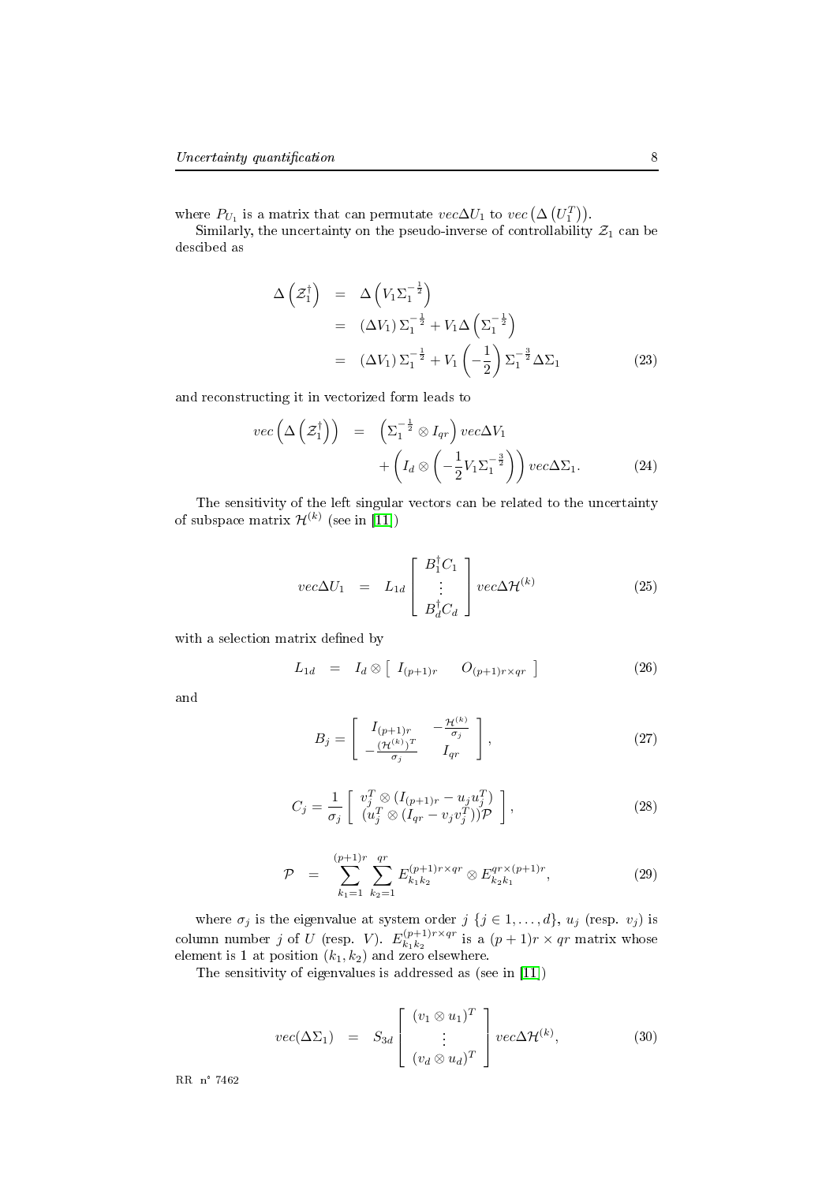where $P_{U_1}$ is a matrix that can permutate $vec\Delta U_1$ to $vec\left(\Delta\left(U_1^T\right)\right)$.

Similarly, the uncertainty on the pseudo-inverse of controllability $\mathcal{Z}_1$ can be descibed as

$$
\begin{aligned}
\Delta\left(\mathcal{Z}_1^{\dagger}\right) &= \Delta\left(V_1\Sigma_1^{-\frac{1}{2}}\right) \\
&= \left(\Delta V_1\right)\Sigma_1^{-\frac{1}{2}} + V_1\Delta\left(\Sigma_1^{-\frac{1}{2}}\right) \\
&= \left(\Delta V_1\right)\Sigma_1^{-\frac{1}{2}} + V_1\left(-\frac{1}{2}\right)\Sigma_1^{-\frac{3}{2}}\Delta\Sigma_1
\end{aligned} \tag{23}
$$

and reconstructing it in vectorized form leads to

$$
\begin{aligned}
vec\left(\Delta\left(\mathcal{Z}_1^{\dagger}\right)\right) &= \left(\Sigma_1^{-\frac{1}{2}} \otimes I_{qr}\right) vec\Delta V_1 \\
&\quad + \left(I_d \otimes \left(-\frac{1}{2}V_1\Sigma_1^{-\frac{3}{2}}\right)\right) vec\Delta\Sigma_1.
\end{aligned} \tag{24}
$$

The sensitivity of the left singular vectors can be related to the uncertainty of subspace matrix $\mathcal{H}^{(k)}$ (see in [11])

$$
vec\Delta U_1 = L_{1d}\begin{bmatrix} B_1^{\dagger}C_1 \\ \vdots \\ B_d^{\dagger}C_d \end{bmatrix} vec\Delta\mathcal{H}^{(k)} \tag{25}
$$

with a selection matrix defined by

$$
L_{1d} = I_d \otimes \begin{bmatrix} I_{(p+1)r} & O_{(p+1)r\times qr} \end{bmatrix} \tag{26}
$$

and

$$
B_j = \begin{bmatrix} I_{(p+1)r} & -\frac{\mathcal{H}^{(k)}}{\sigma_j} \\ -\frac{(\mathcal{H}^{(k)})^T}{\sigma_j} & I_{qr} \end{bmatrix}, \tag{27}
$$

$$
C_j = \frac{1}{\sigma_j}\begin{bmatrix} v_j^T \otimes (I_{(p+1)r} - u_j u_j^T) \\ (u_j^T \otimes (I_{qr} - v_j v_j^T))\mathcal{P} \end{bmatrix}, \tag{28}
$$

$$
\mathcal{P} = \sum_{k_1=1}^{(p+1)r}\sum_{k_2=1}^{qr} E_{k_1k_2}^{(p+1)r\times qr} \otimes E_{k_2k_1}^{qr\times(p+1)r}, \tag{29}
$$

where $\sigma_j$ is the eigenvalue at system order $j$ $\{j \in 1,\ldots,d\}$, $u_j$ (resp. $v_j$) is column number $j$ of $U$ (resp. $V$). $E_{k_1k_2}^{(p+1)r\times qr}$ is a $(p+1)r \times qr$ matrix whose element is 1 at position $(k_1, k_2)$ and zero elsewhere.

The sensitivity of eigenvalues is addressed as (see in [11])

$$
vec(\Delta\Sigma_1) = S_{3d}\begin{bmatrix} (v_1 \otimes u_1)^T \\ \vdots \\ (v_d \otimes u_d)^T \end{bmatrix} vec\Delta\mathcal{H}^{(k)}, \tag{30}
$$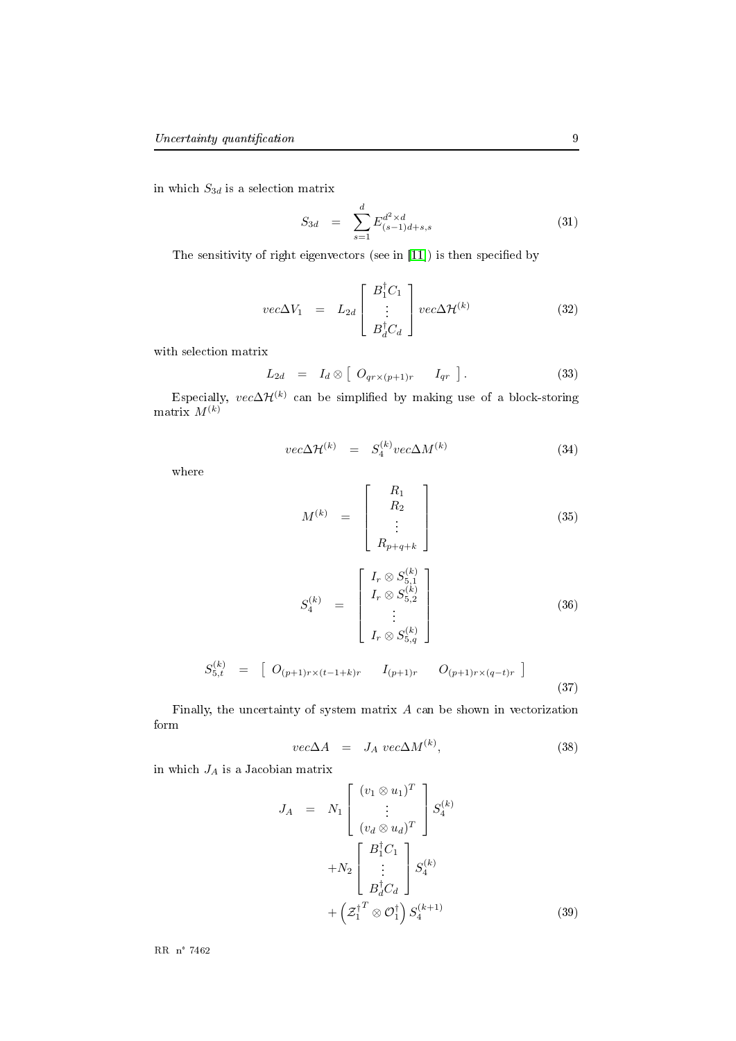in which $S_{3d}$ is a selection matrix

$$S_{3d} \quad = \quad \sum_{s=1}^{d} E_{(s-1)d+s,s}^{d^2 \times d} \tag{31}$$

The sensitivity of right eigenvectors (see in [11]) is then specified by

$$vec\Delta V_1 \quad = \quad L_{2d} \begin{bmatrix} B_1^{\dagger} C_1 \\ \vdots \\ B_d^{\dagger} C_d \end{bmatrix} vec\Delta \mathcal{H}^{(k)} \tag{32}$$

with selection matrix

$$L_{2d} \quad = \quad I_d \otimes \begin{bmatrix} O_{qr\times(p+1)r} & I_{qr} \end{bmatrix}. \tag{33}$$

Especially, $vec\Delta\mathcal{H}^{(k)}$ can be simplified by making use of a block-storing matrix $M^{(k)}$

$$vec\Delta\mathcal{H}^{(k)} \quad = \quad S_4^{(k)} vec\Delta M^{(k)} \tag{34}$$

where

$$M^{(k)} \quad = \quad \begin{bmatrix} R_1 \\ R_2 \\ \vdots \\ R_{p+q+k} \end{bmatrix} \tag{35}$$

$$S_4^{(k)} \quad = \quad \begin{bmatrix} I_r \otimes S_{5,1}^{(k)} \\ I_r \otimes S_{5,2}^{(k)} \\ \vdots \\ I_r \otimes S_{5,q}^{(k)} \end{bmatrix} \tag{36}$$

$$S_{5,t}^{(k)} \quad = \quad \begin{bmatrix} O_{(p+1)r\times(t-1+k)r} & I_{(p+1)r} & O_{(p+1)r\times(q-t)r} \end{bmatrix} \tag{37}$$

Finally, the uncertainty of system matrix $A$ can be shown in vectorization form

$$vec\Delta A \quad = \quad J_A \; vec\Delta M^{(k)}, \tag{38}$$

in which $J_A$ is a Jacobian matrix

$$\begin{aligned} J_A \quad = \quad & N_1 \begin{bmatrix} (v_1 \otimes u_1)^T \\ \vdots \\ (v_d \otimes u_d)^T \end{bmatrix} S_4^{(k)} \\ & + N_2 \begin{bmatrix} B_1^{\dagger} C_1 \\ \vdots \\ B_d^{\dagger} C_d \end{bmatrix} S_4^{(k)} \\ & + \left( \mathcal{Z}_1^{\dagger^T} \otimes \mathcal{O}_1^{\dagger} \right) S_4^{(k+1)} \end{aligned} \tag{39}$$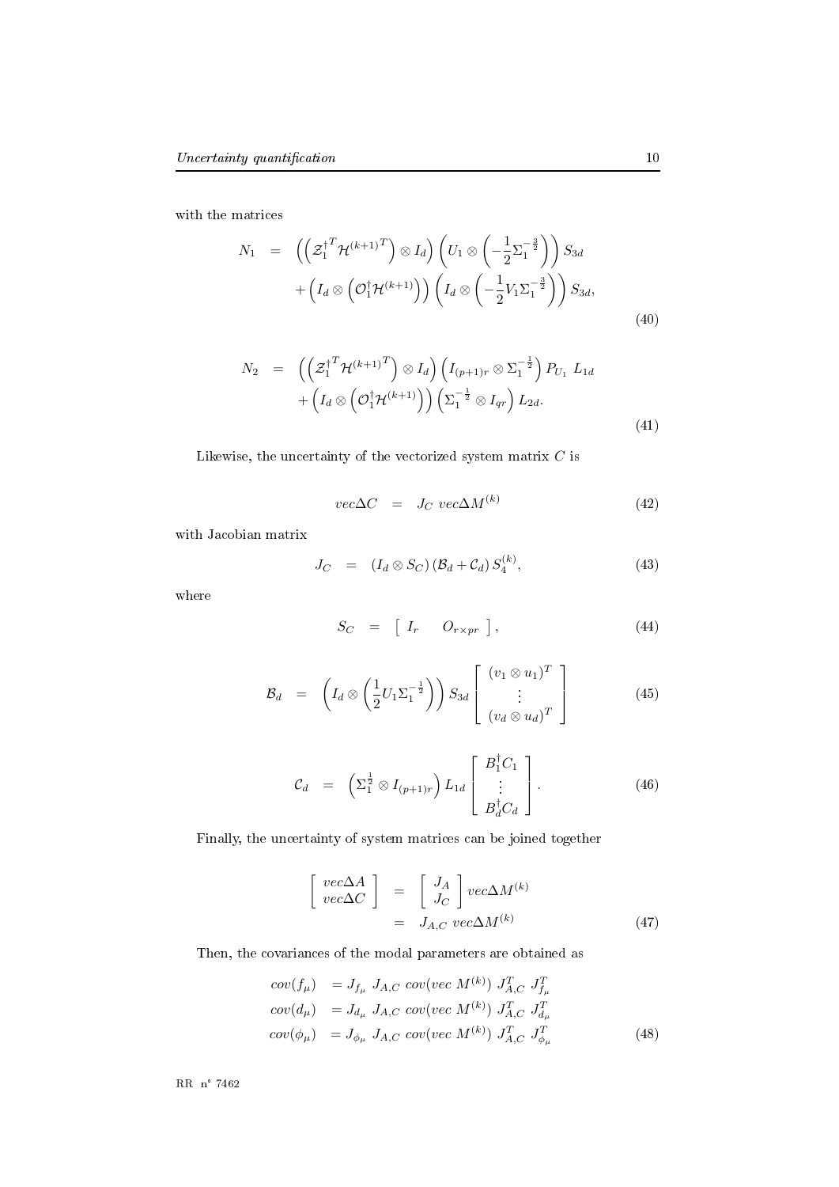with the matrices

$$
\begin{aligned}
N_1 \;&=\; \left(\left(\mathcal{Z}_1^{\dagger T}\mathcal{H}^{(k+1)T}\right)\otimes I_d\right)\left(U_1\otimes\left(-\frac{1}{2}\Sigma_1^{-\frac{3}{2}}\right)\right)S_{3d} \\
&\quad+\left(I_d\otimes\left(\mathcal{O}_1^{\dagger}\mathcal{H}^{(k+1)}\right)\right)\left(I_d\otimes\left(-\frac{1}{2}V_1\Sigma_1^{-\frac{3}{2}}\right)\right)S_{3d},
\end{aligned}
\tag{40}
$$

$$
\begin{aligned}
N_2 \;&=\; \left(\left(\mathcal{Z}_1^{\dagger T}\mathcal{H}^{(k+1)T}\right)\otimes I_d\right)\left(I_{(p+1)r}\otimes\Sigma_1^{-\frac{1}{2}}\right)P_{U_1}\;L_{1d} \\
&\quad+\left(I_d\otimes\left(\mathcal{O}_1^{\dagger}\mathcal{H}^{(k+1)}\right)\right)\left(\Sigma_1^{-\frac{1}{2}}\otimes I_{qr}\right)L_{2d}.
\end{aligned}
\tag{41}
$$

Likewise, the uncertainty of the vectorized system matrix $C$ is

$$
vec\Delta C \;=\; J_C\; vec\Delta M^{(k)} \tag{42}
$$

with Jacobian matrix

$$
J_C \;=\; \left(I_d\otimes S_C\right)\left(\mathcal{B}_d+\mathcal{C}_d\right)S_4^{(k)}, \tag{43}
$$

where

$$
S_C \;=\; \begin{bmatrix} I_r & O_{r\times pr}\end{bmatrix}, \tag{44}
$$

$$
\mathcal{B}_d \;=\; \left(I_d\otimes\left(\frac{1}{2}U_1\Sigma_1^{-\frac{1}{2}}\right)\right)S_{3d}\begin{bmatrix}(v_1\otimes u_1)^T\\ \vdots \\ (v_d\otimes u_d)^T\end{bmatrix} \tag{45}
$$

$$
\mathcal{C}_d \;=\; \left(\Sigma_1^{\frac{1}{2}}\otimes I_{(p+1)r}\right)L_{1d}\begin{bmatrix}B_1^{\dagger}C_1\\ \vdots \\ B_d^{\dagger}C_d\end{bmatrix}. \tag{46}
$$

Finally, the uncertainty of system matrices can be joined together

$$
\begin{aligned}
\begin{bmatrix} vec\Delta A \\ vec\Delta C\end{bmatrix} \;&=\; \begin{bmatrix} J_A \\ J_C\end{bmatrix} vec\Delta M^{(k)} \\
&=\; J_{A,C}\; vec\Delta M^{(k)}
\end{aligned}
\tag{47}
$$

Then, the covariances of the modal parameters are obtained as

$$
\begin{aligned}
cov(f_\mu) \;&=J_{f_\mu}\;J_{A,C}\;cov(vec\;M^{(k)})\;J_{A,C}^T\;J_{f_\mu}^T \\
cov(d_\mu) \;&=J_{d_\mu}\;J_{A,C}\;cov(vec\;M^{(k)})\;J_{A,C}^T\;J_{d_\mu}^T \\
cov(\phi_\mu) \;&=J_{\phi_\mu}\;J_{A,C}\;cov(vec\;M^{(k)})\;J_{A,C}^T\;J_{\phi_\mu}^T
\end{aligned}
\tag{48}
$$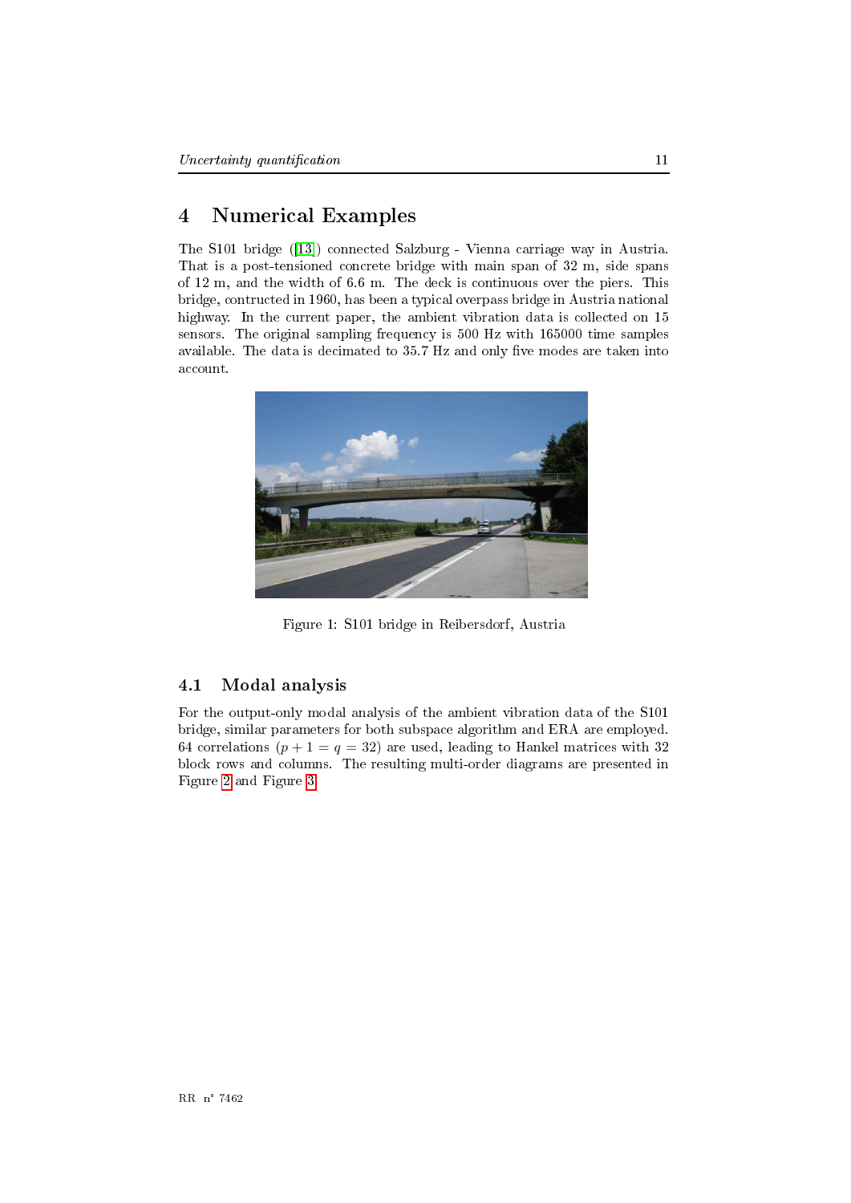# 4 Numerical Examples

The S101 bridge ([13]) connected Salzburg - Vienna carriage way in Austria. That is a post-tensioned concrete bridge with main span of 32 m, side spans of 12 m, and the width of 6.6 m. The deck is continuous over the piers. This bridge, contructed in 1960, has been a typical overpass bridge in Austria national highway. In the current paper, the ambient vibration data is collected on 15 sensors. The original sampling frequency is 500 Hz with 165000 time samples available. The data is decimated to 35.7 Hz and only five modes are taken into account.

Figure 1: S101 bridge in Reibersdorf, Austria

## 4.1 Modal analysis

For the output-only modal analysis of the ambient vibration data of the S101 bridge, similar parameters for both subspace algorithm and ERA are employed. 64 correlations ($p + 1 = q = 32$) are used, leading to Hankel matrices with 32 block rows and columns. The resulting multi-order diagrams are presented in Figure 2 and Figure 3.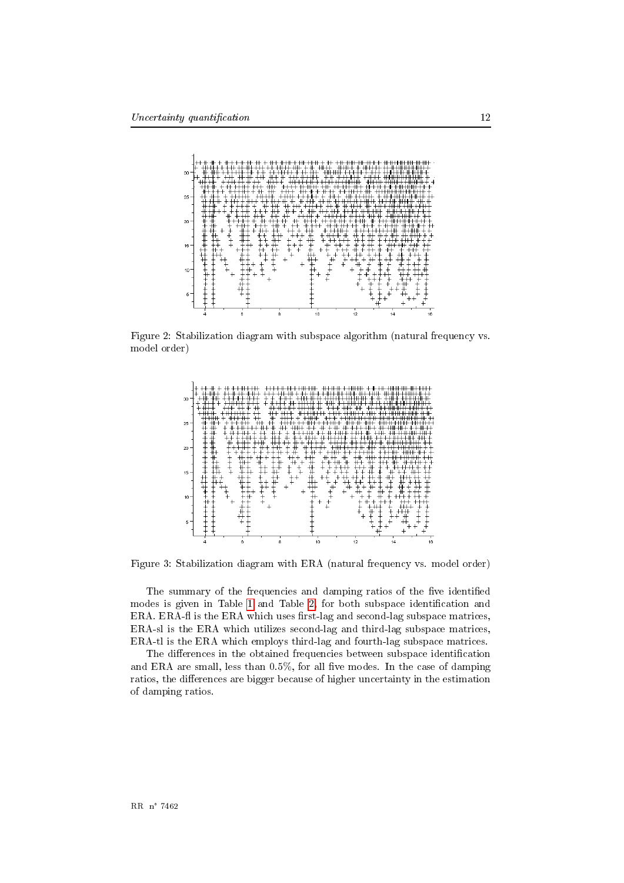Figure 2: Stabilization diagram with subspace algorithm (natural frequency vs. model order)

Figure 3: Stabilization diagram with ERA (natural frequency vs. model order)

The summary of the frequencies and damping ratios of the five identified modes is given in Table 1 and Table 2, for both subspace identification and ERA. ERA-fl is the ERA which uses first-lag and second-lag subspace matrices, ERA-sl is the ERA which utilizes second-lag and third-lag subspace matrices, ERA-tl is the ERA which employs third-lag and fourth-lag subspace matrices.

The differences in the obtained frequencies between subspace identification and ERA are small, less than 0.5%, for all five modes. In the case of damping ratios, the differences are bigger because of higher uncertainty in the estimation of damping ratios.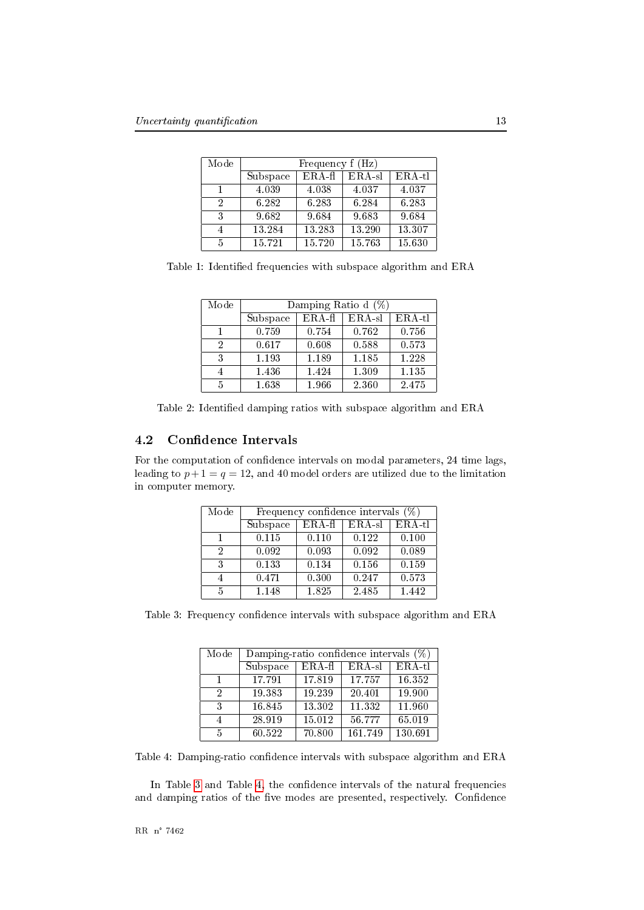| Mode | Frequency f (Hz) | | | |
|---|---|---|---|---|
| | Subspace | ERA-fl | ERA-sl | ERA-tl |
| 1 | 4.039 | 4.038 | 4.037 | 4.037 |
| 2 | 6.282 | 6.283 | 6.284 | 6.283 |
| 3 | 9.682 | 9.684 | 9.683 | 9.684 |
| 4 | 13.284 | 13.283 | 13.290 | 13.307 |
| 5 | 15.721 | 15.720 | 15.763 | 15.630 |

Table 1: Identified frequencies with subspace algorithm and ERA

| Mode | Damping Ratio d (%) | | | |
|---|---|---|---|---|
| | Subspace | ERA-fl | ERA-sl | ERA-tl |
| 1 | 0.759 | 0.754 | 0.762 | 0.756 |
| 2 | 0.617 | 0.608 | 0.588 | 0.573 |
| 3 | 1.193 | 1.189 | 1.185 | 1.228 |
| 4 | 1.436 | 1.424 | 1.309 | 1.135 |
| 5 | 1.638 | 1.966 | 2.360 | 2.475 |

Table 2: Identified damping ratios with subspace algorithm and ERA

## 4.2 Confidence Intervals

For the computation of confidence intervals on modal parameters, 24 time lags, leading to $p+1 = q = 12$, and 40 model orders are utilized due to the limitation in computer memory.

| Mode | Frequency confidence intervals (%) | | | |
|---|---|---|---|---|
| | Subspace | ERA-fl | ERA-sl | ERA-tl |
| 1 | 0.115 | 0.110 | 0.122 | 0.100 |
| 2 | 0.092 | 0.093 | 0.092 | 0.089 |
| 3 | 0.133 | 0.134 | 0.156 | 0.159 |
| 4 | 0.471 | 0.300 | 0.247 | 0.573 |
| 5 | 1.148 | 1.825 | 2.485 | 1.442 |

Table 3: Frequency confidence intervals with subspace algorithm and ERA

| Mode | Damping-ratio confidence intervals (%) | | | |
|---|---|---|---|---|
| | Subspace | ERA-fl | ERA-sl | ERA-tl |
| 1 | 17.791 | 17.819 | 17.757 | 16.352 |
| 2 | 19.383 | 19.239 | 20.401 | 19.900 |
| 3 | 16.845 | 13.302 | 11.332 | 11.960 |
| 4 | 28.919 | 15.012 | 56.777 | 65.019 |
| 5 | 60.522 | 70.800 | 161.749 | 130.691 |

Table 4: Damping-ratio confidence intervals with subspace algorithm and ERA

In Table 3 and Table 4, the confidence intervals of the natural frequencies and damping ratios of the five modes are presented, respectively. Confidence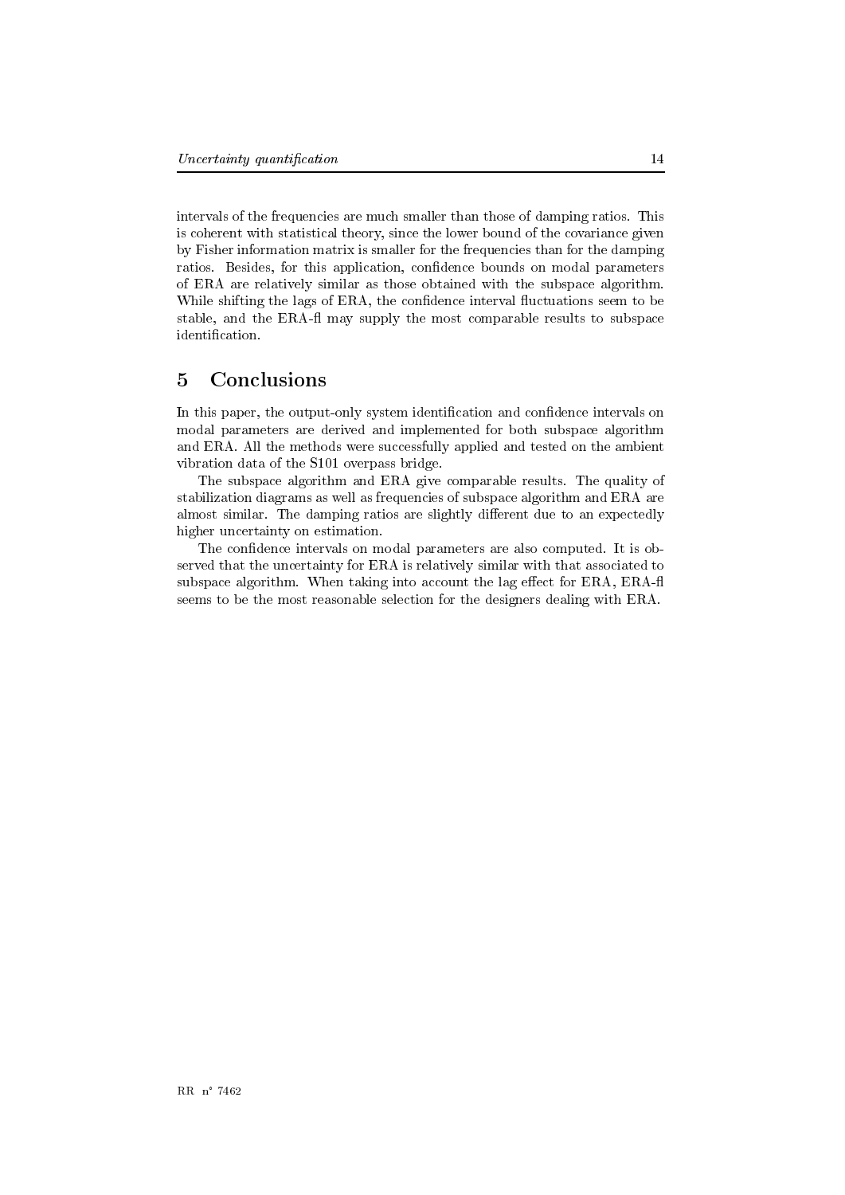intervals of the frequencies are much smaller than those of damping ratios. This is coherent with statistical theory, since the lower bound of the covariance given by Fisher information matrix is smaller for the frequencies than for the damping ratios. Besides, for this application, confidence bounds on modal parameters of ERA are relatively similar as those obtained with the subspace algorithm. While shifting the lags of ERA, the confidence interval fluctuations seem to be stable, and the ERA-fl may supply the most comparable results to subspace identification.

# 5 Conclusions

In this paper, the output-only system identification and confidence intervals on modal parameters are derived and implemented for both subspace algorithm and ERA. All the methods were successfully applied and tested on the ambient vibration data of the S101 overpass bridge.

The subspace algorithm and ERA give comparable results. The quality of stabilization diagrams as well as frequencies of subspace algorithm and ERA are almost similar. The damping ratios are slightly different due to an expectedly higher uncertainty on estimation.

The confidence intervals on modal parameters are also computed. It is observed that the uncertainty for ERA is relatively similar with that associated to subspace algorithm. When taking into account the lag effect for ERA, ERA-fl seems to be the most reasonable selection for the designers dealing with ERA.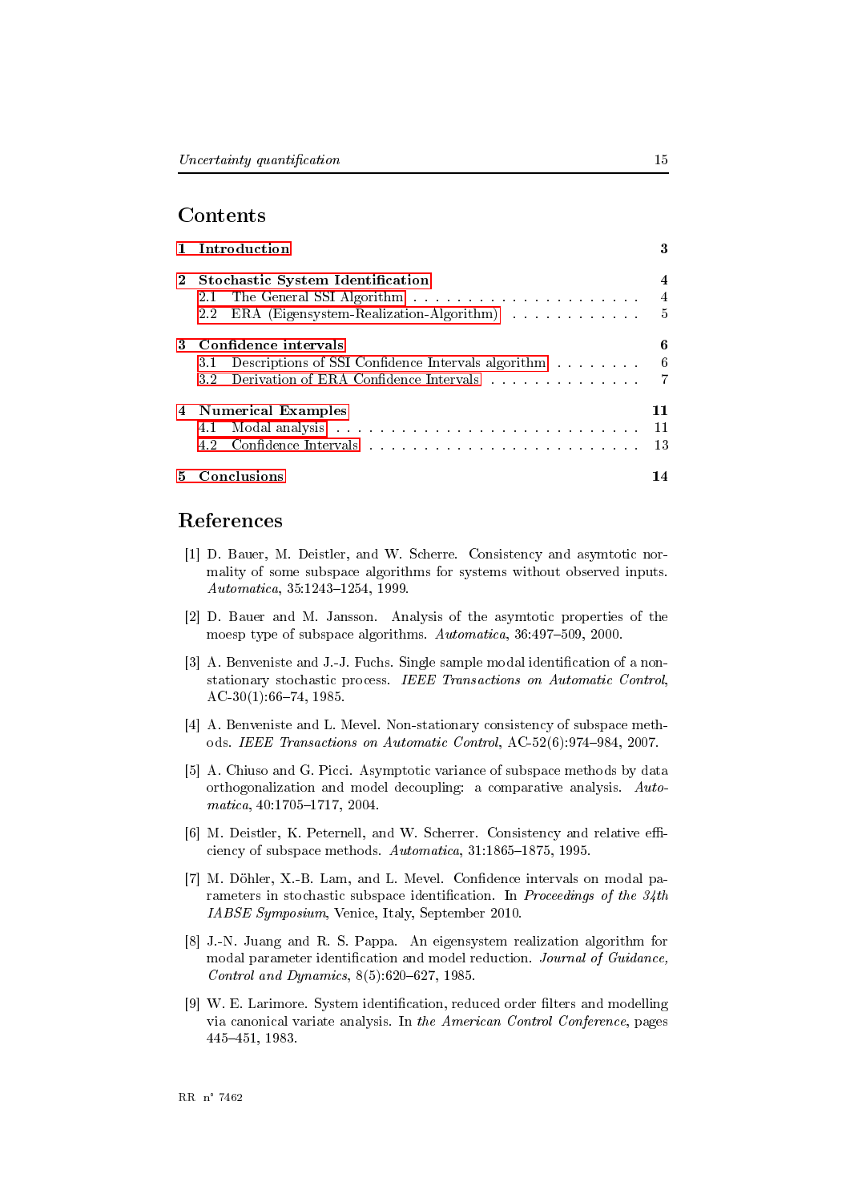## Contents

| | |
|---|---|
| **1 Introduction** | **3** |
| **2 Stochastic System Identification** | **4** |
| 2.1 The General SSI Algorithm | 4 |
| 2.2 ERA (Eigensystem-Realization-Algorithm) | 5 |
| **3 Confidence intervals** | **6** |
| 3.1 Descriptions of SSI Confidence Intervals algorithm | 6 |
| 3.2 Derivation of ERA Confidence Intervals | 7 |
| **4 Numerical Examples** | **11** |
| 4.1 Modal analysis | 11 |
| 4.2 Confidence Intervals | 13 |
| **5 Conclusions** | **14** |

## References

[1] D. Bauer, M. Deistler, and W. Scherre. Consistency and asymtotic normality of some subspace algorithms for systems without observed inputs. *Automatica*, 35:1243–1254, 1999.

[2] D. Bauer and M. Jansson. Analysis of the asymtotic properties of the moesp type of subspace algorithms. *Automatica*, 36:497–509, 2000.

[3] A. Benveniste and J.-J. Fuchs. Single sample modal identification of a nonstationary stochastic process. *IEEE Transactions on Automatic Control*, AC-30(1):66–74, 1985.

[4] A. Benveniste and L. Mevel. Non-stationary consistency of subspace methods. *IEEE Transactions on Automatic Control*, AC-52(6):974–984, 2007.

[5] A. Chiuso and G. Picci. Asymptotic variance of subspace methods by data orthogonalization and model decoupling: a comparative analysis. *Automatica*, 40:1705–1717, 2004.

[6] M. Deistler, K. Peternell, and W. Scherrer. Consistency and relative efficiency of subspace methods. *Automatica*, 31:1865–1875, 1995.

[7] M. Döhler, X.-B. Lam, and L. Mevel. Confidence intervals on modal parameters in stochastic subspace identification. In *Proceedings of the 34th IABSE Symposium*, Venice, Italy, September 2010.

[8] J.-N. Juang and R. S. Pappa. An eigensystem realization algorithm for modal parameter identification and model reduction. *Journal of Guidance, Control and Dynamics*, 8(5):620–627, 1985.

[9] W. E. Larimore. System identification, reduced order filters and modelling via canonical variate analysis. In *the American Control Conference*, pages 445–451, 1983.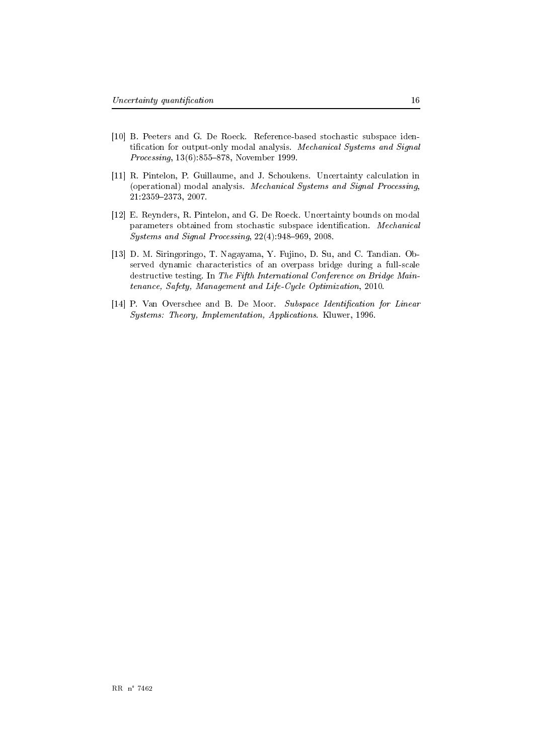[10] B. Peeters and G. De Roeck. Reference-based stochastic subspace identification for output-only modal analysis. *Mechanical Systems and Signal Processing*, 13(6):855–878, November 1999.

[11] R. Pintelon, P. Guillaume, and J. Schoukens. Uncertainty calculation in (operational) modal analysis. *Mechanical Systems and Signal Processing*, 21:2359–2373, 2007.

[12] E. Reynders, R. Pintelon, and G. De Roeck. Uncertainty bounds on modal parameters obtained from stochastic subspace identification. *Mechanical Systems and Signal Processing*, 22(4):948–969, 2008.

[13] D. M. Siringoringo, T. Nagayama, Y. Fujino, D. Su, and C. Tandian. Observed dynamic characteristics of an overpass bridge during a full-scale destructive testing. In *The Fifth International Conference on Bridge Maintenance, Safety, Management and Life-Cycle Optimization*, 2010.

[14] P. Van Overschee and B. De Moor. *Subspace Identification for Linear Systems: Theory, Implementation, Applications*. Kluwer, 1996.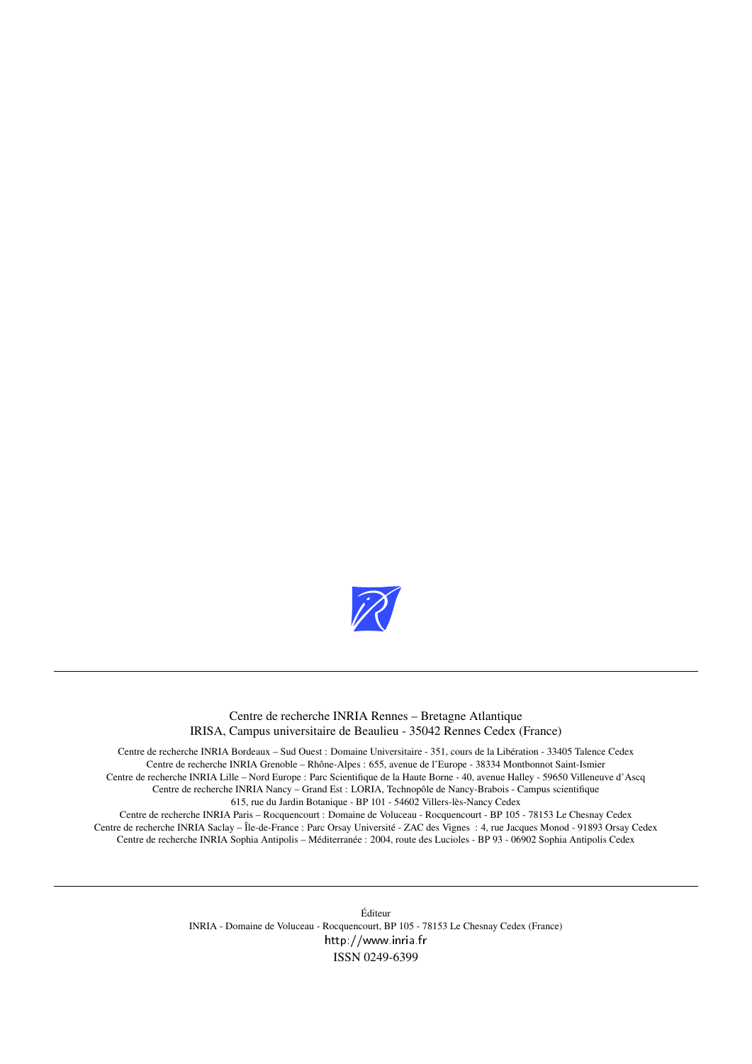Centre de recherche INRIA Rennes – Bretagne Atlantique
IRISA, Campus universitaire de Beaulieu - 35042 Rennes Cedex (France)

Centre de recherche INRIA Bordeaux – Sud Ouest : Domaine Universitaire - 351, cours de la Libération - 33405 Talence Cedex
Centre de recherche INRIA Grenoble – Rhône-Alpes : 655, avenue de l'Europe - 38334 Montbonnot Saint-Ismier
Centre de recherche INRIA Lille – Nord Europe : Parc Scientifique de la Haute Borne - 40, avenue Halley - 59650 Villeneuve d'Ascq
Centre de recherche INRIA Nancy – Grand Est : LORIA, Technopôle de Nancy-Brabois - Campus scientifique
615, rue du Jardin Botanique - BP 101 - 54602 Villers-lès-Nancy Cedex
Centre de recherche INRIA Paris – Rocquencourt : Domaine de Voluceau - Rocquencourt - BP 105 - 78153 Le Chesnay Cedex
Centre de recherche INRIA Saclay – Île-de-France : Parc Orsay Université - ZAC des Vignes : 4, rue Jacques Monod - 91893 Orsay Cedex
Centre de recherche INRIA Sophia Antipolis – Méditerranée : 2004, route des Lucioles - BP 93 - 06902 Sophia Antipolis Cedex

Éditeur
INRIA - Domaine de Voluceau - Rocquencourt, BP 105 - 78153 Le Chesnay Cedex (France)
http://www.inria.fr
ISSN 0249-6399